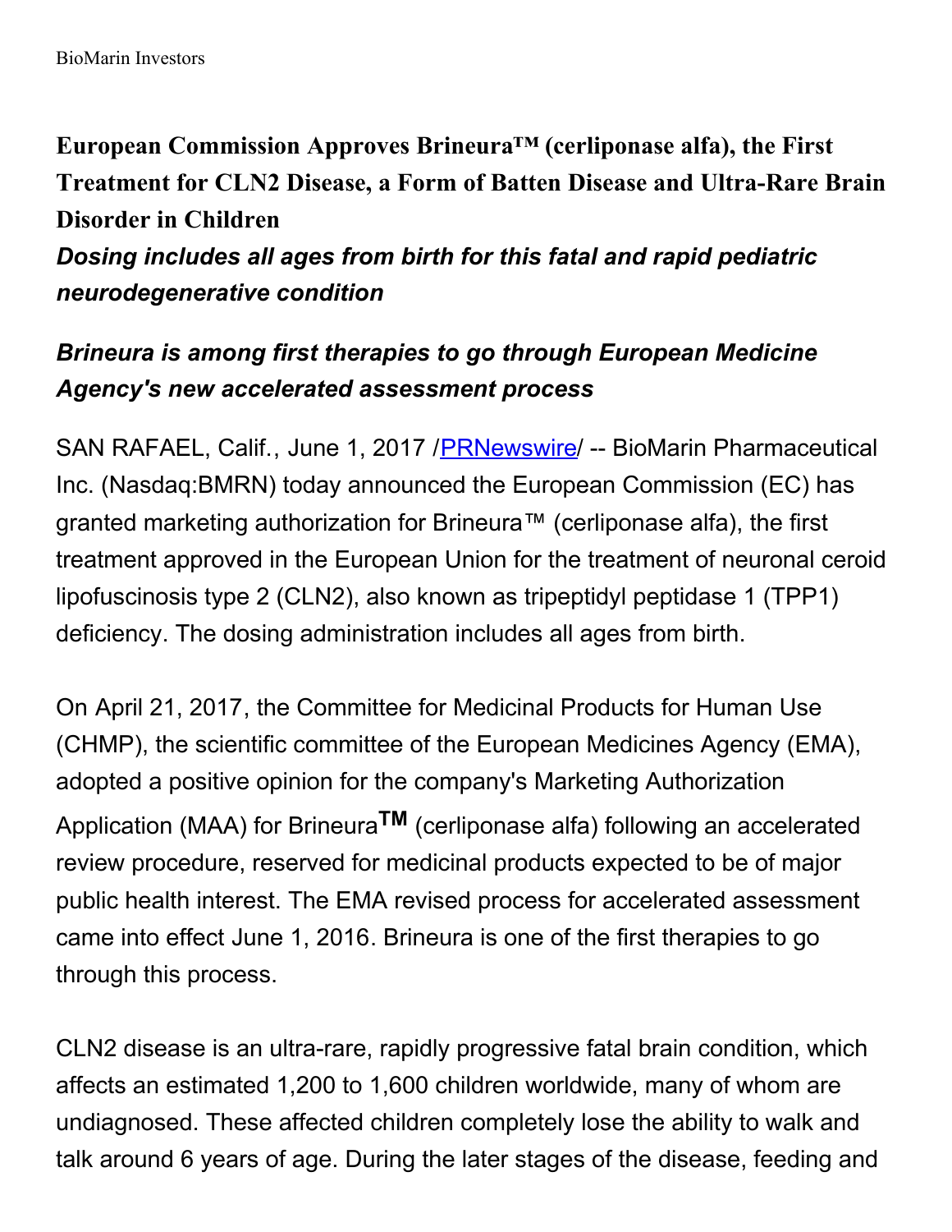# European Commission Approves Brineura™ (cerliponase alfa), the First Treatment for CLN2 Disease, a Form of Batten Disease and Ultra-Rare Brain Disorder in Children

***Dosing includes all ages from birth for this fatal and rapid pediatric neurodegenerative condition***

***Brineura is among first therapies to go through European Medicine Agency's new accelerated assessment process***

SAN RAFAEL, Calif., June 1, 2017 /PRNewswire/ -- BioMarin Pharmaceutical Inc. (Nasdaq:BMRN) today announced the European Commission (EC) has granted marketing authorization for Brineura™ (cerliponase alfa), the first treatment approved in the European Union for the treatment of neuronal ceroid lipofuscinosis type 2 (CLN2), also known as tripeptidyl peptidase 1 (TPP1) deficiency. The dosing administration includes all ages from birth.

On April 21, 2017, the Committee for Medicinal Products for Human Use (CHMP), the scientific committee of the European Medicines Agency (EMA), adopted a positive opinion for the company's Marketing Authorization Application (MAA) for Brineura™ (cerliponase alfa) following an accelerated review procedure, reserved for medicinal products expected to be of major public health interest. The EMA revised process for accelerated assessment came into effect June 1, 2016. Brineura is one of the first therapies to go through this process.

CLN2 disease is an ultra-rare, rapidly progressive fatal brain condition, which affects an estimated 1,200 to 1,600 children worldwide, many of whom are undiagnosed. These affected children completely lose the ability to walk and talk around 6 years of age. During the later stages of the disease, feeding and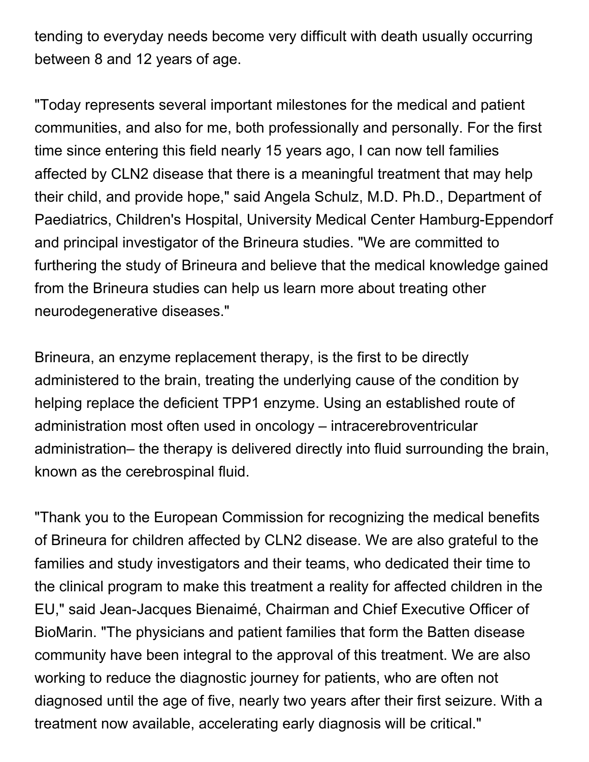tending to everyday needs become very difficult with death usually occurring between 8 and 12 years of age.

"Today represents several important milestones for the medical and patient communities, and also for me, both professionally and personally. For the first time since entering this field nearly 15 years ago, I can now tell families affected by CLN2 disease that there is a meaningful treatment that may help their child, and provide hope," said Angela Schulz, M.D. Ph.D., Department of Paediatrics, Children's Hospital, University Medical Center Hamburg-Eppendorf and principal investigator of the Brineura studies. "We are committed to furthering the study of Brineura and believe that the medical knowledge gained from the Brineura studies can help us learn more about treating other neurodegenerative diseases."

Brineura, an enzyme replacement therapy, is the first to be directly administered to the brain, treating the underlying cause of the condition by helping replace the deficient TPP1 enzyme. Using an established route of administration most often used in oncology – intracerebroventricular administration– the therapy is delivered directly into fluid surrounding the brain, known as the cerebrospinal fluid.

"Thank you to the European Commission for recognizing the medical benefits of Brineura for children affected by CLN2 disease. We are also grateful to the families and study investigators and their teams, who dedicated their time to the clinical program to make this treatment a reality for affected children in the EU," said Jean-Jacques Bienaimé, Chairman and Chief Executive Officer of BioMarin. "The physicians and patient families that form the Batten disease community have been integral to the approval of this treatment. We are also working to reduce the diagnostic journey for patients, who are often not diagnosed until the age of five, nearly two years after their first seizure. With a treatment now available, accelerating early diagnosis will be critical."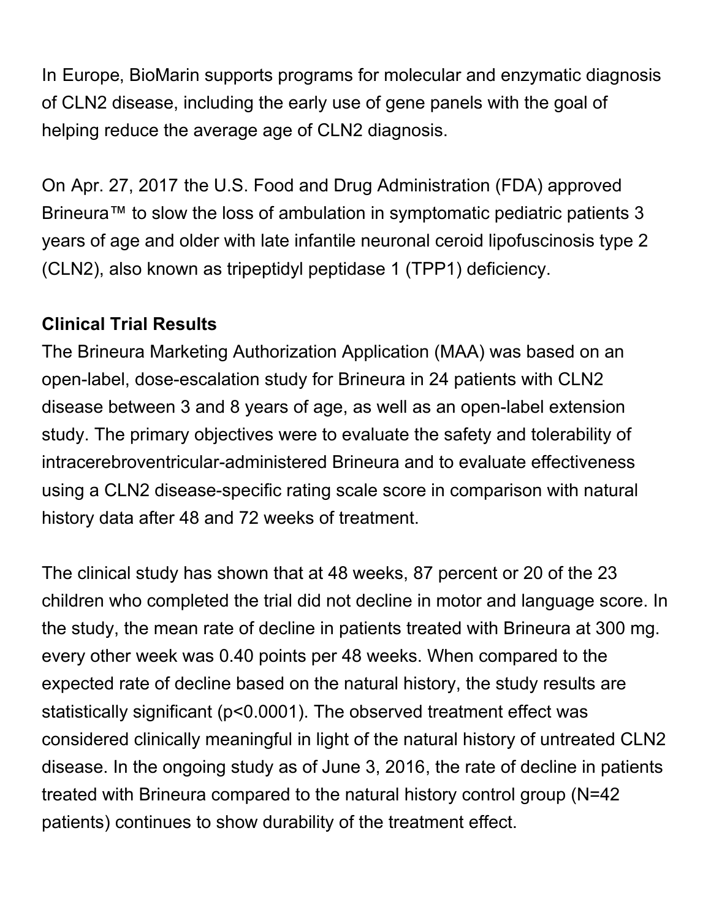In Europe, BioMarin supports programs for molecular and enzymatic diagnosis of CLN2 disease, including the early use of gene panels with the goal of helping reduce the average age of CLN2 diagnosis.

On Apr. 27, 2017 the U.S. Food and Drug Administration (FDA) approved Brineura™ to slow the loss of ambulation in symptomatic pediatric patients 3 years of age and older with late infantile neuronal ceroid lipofuscinosis type 2 (CLN2), also known as tripeptidyl peptidase 1 (TPP1) deficiency.

**Clinical Trial Results**

The Brineura Marketing Authorization Application (MAA) was based on an open-label, dose-escalation study for Brineura in 24 patients with CLN2 disease between 3 and 8 years of age, as well as an open-label extension study. The primary objectives were to evaluate the safety and tolerability of intracerebroventricular-administered Brineura and to evaluate effectiveness using a CLN2 disease-specific rating scale score in comparison with natural history data after 48 and 72 weeks of treatment.

The clinical study has shown that at 48 weeks, 87 percent or 20 of the 23 children who completed the trial did not decline in motor and language score. In the study, the mean rate of decline in patients treated with Brineura at 300 mg. every other week was 0.40 points per 48 weeks. When compared to the expected rate of decline based on the natural history, the study results are statistically significant ($p<0.0001$). The observed treatment effect was considered clinically meaningful in light of the natural history of untreated CLN2 disease. In the ongoing study as of June 3, 2016, the rate of decline in patients treated with Brineura compared to the natural history control group ($N=42$ patients) continues to show durability of the treatment effect.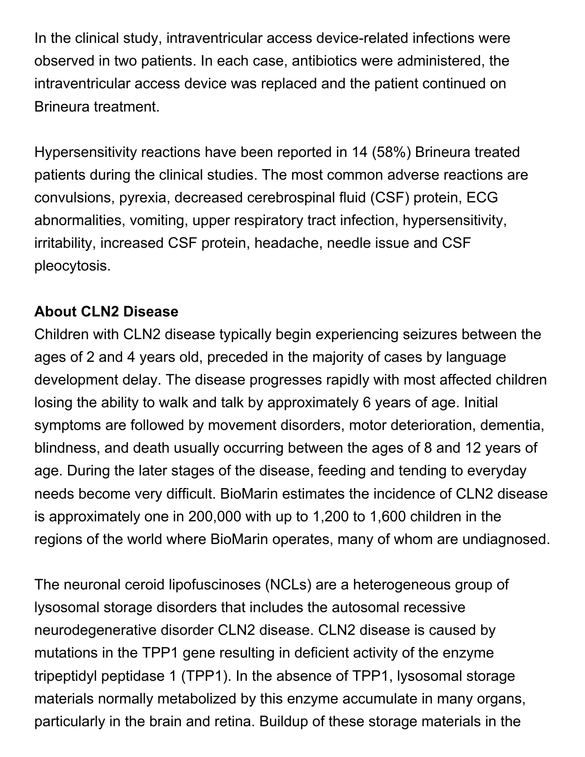In the clinical study, intraventricular access device-related infections were observed in two patients. In each case, antibiotics were administered, the intraventricular access device was replaced and the patient continued on Brineura treatment.

Hypersensitivity reactions have been reported in 14 (58%) Brineura treated patients during the clinical studies. The most common adverse reactions are convulsions, pyrexia, decreased cerebrospinal fluid (CSF) protein, ECG abnormalities, vomiting, upper respiratory tract infection, hypersensitivity, irritability, increased CSF protein, headache, needle issue and CSF pleocytosis.

**About CLN2 Disease**

Children with CLN2 disease typically begin experiencing seizures between the ages of 2 and 4 years old, preceded in the majority of cases by language development delay. The disease progresses rapidly with most affected children losing the ability to walk and talk by approximately 6 years of age. Initial symptoms are followed by movement disorders, motor deterioration, dementia, blindness, and death usually occurring between the ages of 8 and 12 years of age. During the later stages of the disease, feeding and tending to everyday needs become very difficult. BioMarin estimates the incidence of CLN2 disease is approximately one in 200,000 with up to 1,200 to 1,600 children in the regions of the world where BioMarin operates, many of whom are undiagnosed.

The neuronal ceroid lipofuscinoses (NCLs) are a heterogeneous group of lysosomal storage disorders that includes the autosomal recessive neurodegenerative disorder CLN2 disease. CLN2 disease is caused by mutations in the TPP1 gene resulting in deficient activity of the enzyme tripeptidyl peptidase 1 (TPP1). In the absence of TPP1, lysosomal storage materials normally metabolized by this enzyme accumulate in many organs, particularly in the brain and retina. Buildup of these storage materials in the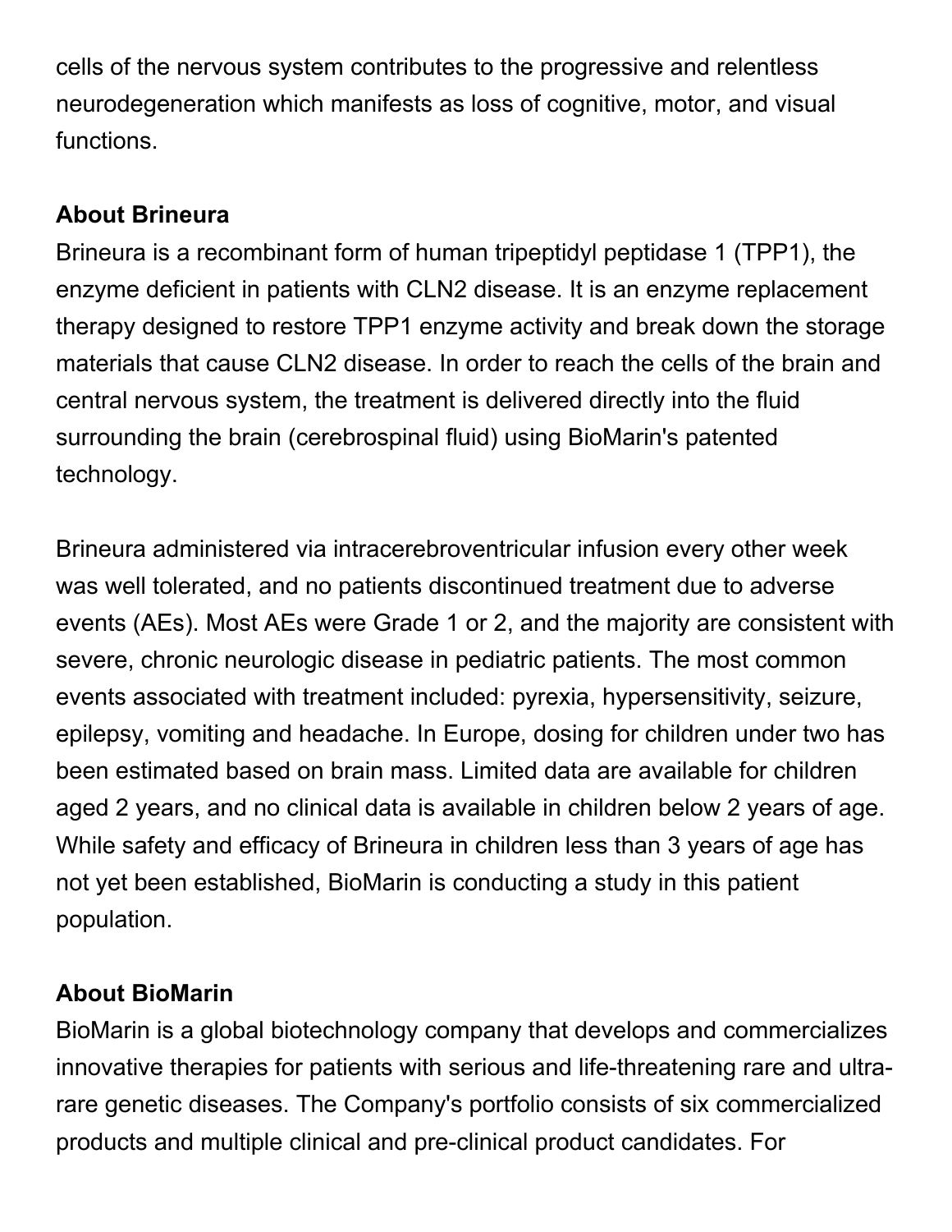cells of the nervous system contributes to the progressive and relentless neurodegeneration which manifests as loss of cognitive, motor, and visual functions.

**About Brineura**

Brineura is a recombinant form of human tripeptidyl peptidase 1 (TPP1), the enzyme deficient in patients with CLN2 disease. It is an enzyme replacement therapy designed to restore TPP1 enzyme activity and break down the storage materials that cause CLN2 disease. In order to reach the cells of the brain and central nervous system, the treatment is delivered directly into the fluid surrounding the brain (cerebrospinal fluid) using BioMarin's patented technology.

Brineura administered via intracerebroventricular infusion every other week was well tolerated, and no patients discontinued treatment due to adverse events (AEs). Most AEs were Grade 1 or 2, and the majority are consistent with severe, chronic neurologic disease in pediatric patients. The most common events associated with treatment included: pyrexia, hypersensitivity, seizure, epilepsy, vomiting and headache. In Europe, dosing for children under two has been estimated based on brain mass. Limited data are available for children aged 2 years, and no clinical data is available in children below 2 years of age. While safety and efficacy of Brineura in children less than 3 years of age has not yet been established, BioMarin is conducting a study in this patient population.

**About BioMarin**

BioMarin is a global biotechnology company that develops and commercializes innovative therapies for patients with serious and life-threatening rare and ultra-rare genetic diseases. The Company's portfolio consists of six commercialized products and multiple clinical and pre-clinical product candidates. For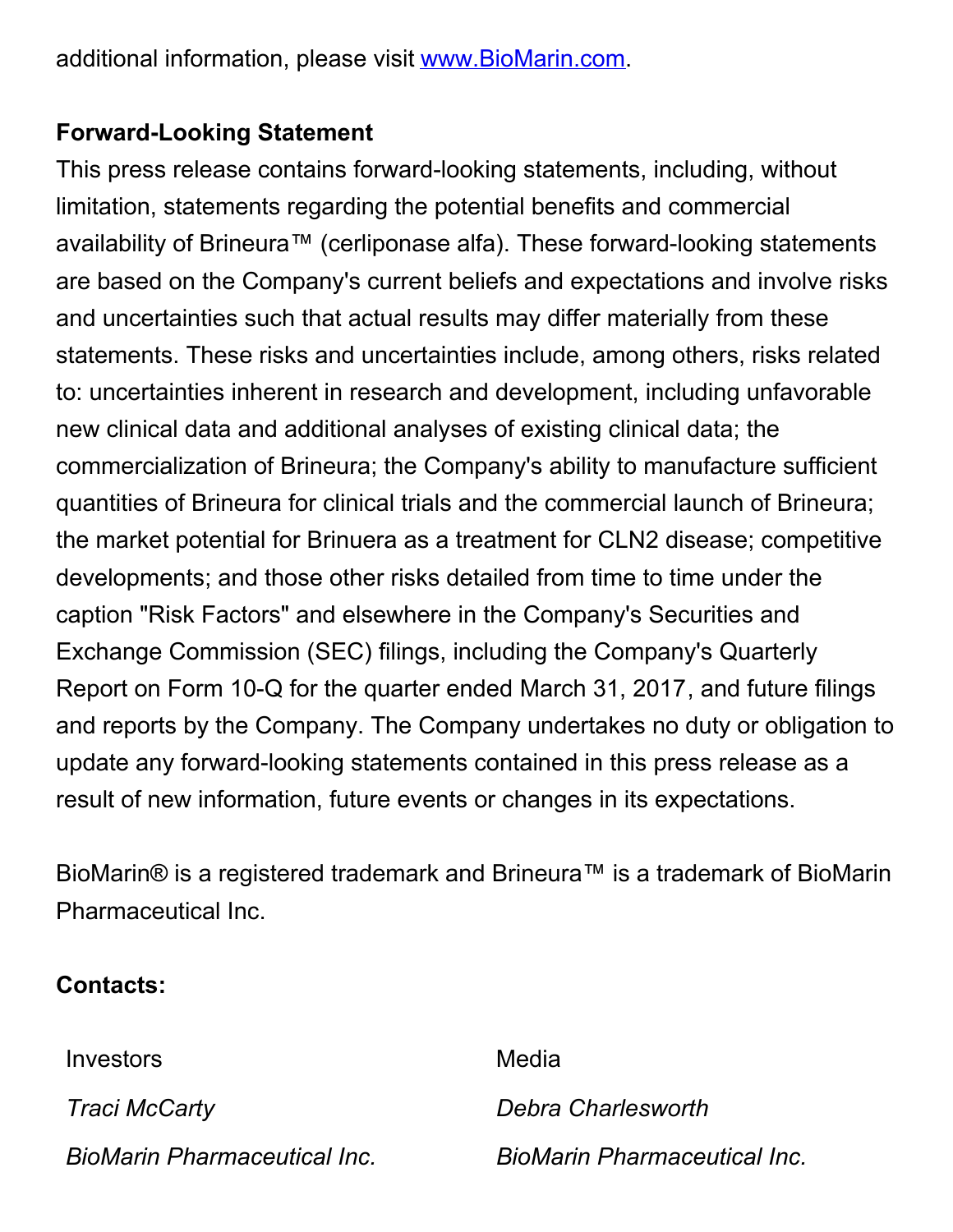additional information, please visit [www.BioMarin.com](http://www.BioMarin.com).

**Forward-Looking Statement**

This press release contains forward-looking statements, including, without limitation, statements regarding the potential benefits and commercial availability of Brineura™ (cerliponase alfa). These forward-looking statements are based on the Company's current beliefs and expectations and involve risks and uncertainties such that actual results may differ materially from these statements. These risks and uncertainties include, among others, risks related to: uncertainties inherent in research and development, including unfavorable new clinical data and additional analyses of existing clinical data; the commercialization of Brineura; the Company's ability to manufacture sufficient quantities of Brineura for clinical trials and the commercial launch of Brineura; the market potential for Brinuera as a treatment for CLN2 disease; competitive developments; and those other risks detailed from time to time under the caption "Risk Factors" and elsewhere in the Company's Securities and Exchange Commission (SEC) filings, including the Company's Quarterly Report on Form 10-Q for the quarter ended March 31, 2017, and future filings and reports by the Company. The Company undertakes no duty or obligation to update any forward-looking statements contained in this press release as a result of new information, future events or changes in its expectations.

BioMarin® is a registered trademark and Brineura™ is a trademark of BioMarin Pharmaceutical Inc.

**Contacts:**

| Investors | Media |
|---|---|
| *Traci McCarty* | *Debra Charlesworth* |
| *BioMarin Pharmaceutical Inc.* | *BioMarin Pharmaceutical Inc.* |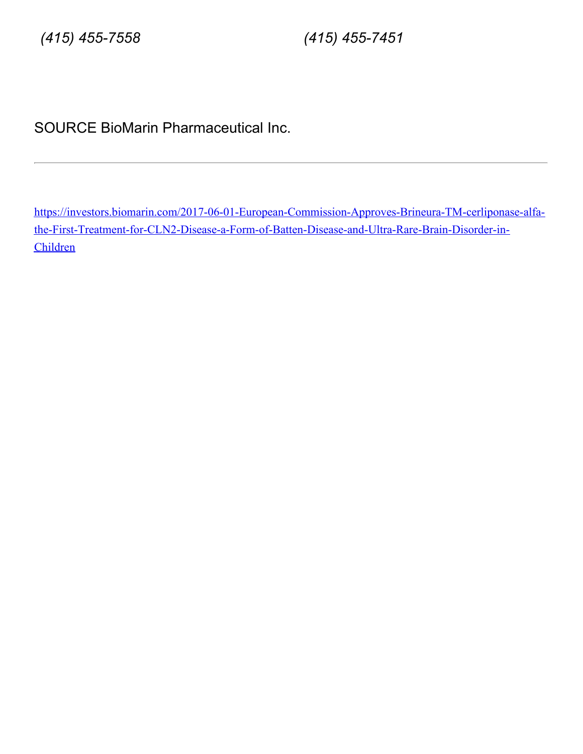*(415) 455-7558* *(415) 455-7451*

SOURCE BioMarin Pharmaceutical Inc.

---

https://investors.biomarin.com/2017-06-01-European-Commission-Approves-Brineura-TM-cerliponase-alfa-the-First-Treatment-for-CLN2-Disease-a-Form-of-Batten-Disease-and-Ultra-Rare-Brain-Disorder-in-Children